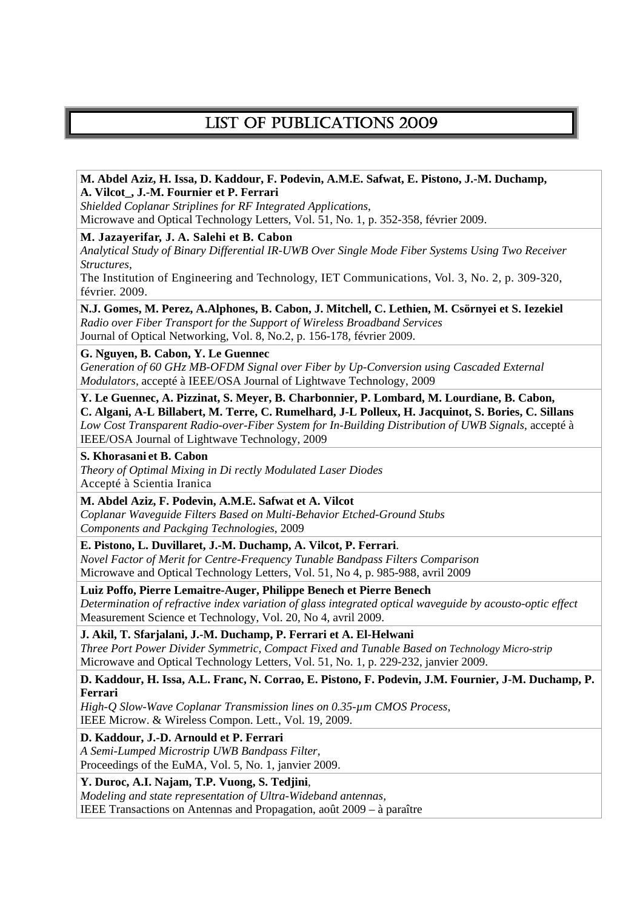# LIST OF PUBLICATIONS 2009

**M. Abdel Aziz, H. Issa, D. Kaddour, F. Podevin, A.M.E. Safwat, E. Pistono, J.-M. Duchamp, A. Vilcot_, J.-M. Fournier et P. Ferrari**
*Shielded Coplanar Striplines for RF Integrated Applications*,
Microwave and Optical Technology Letters, Vol. 51, No. 1, p. 352-358, février 2009.

**M. Jazayerifar, J. A. Salehi et B. Cabon**
*Analytical Study of Binary Differential IR-UWB Over Single Mode Fiber Systems Using Two Receiver Structures*,
The Institution of Engineering and Technology, IET Communications, Vol. 3, No. 2, p. 309-320, février. 2009.

**N.J. Gomes, M. Perez, A.Alphones, B. Cabon, J. Mitchell, C. Lethien, M. Csörnyei et S. Iezekiel**
*Radio over Fiber Transport for the Support of Wireless Broadband Services*
Journal of Optical Networking, Vol. 8, No.2, p. 156-178, février 2009.

**G. Nguyen, B. Cabon, Y. Le Guennec**
*Generation of 60 GHz MB-OFDM Signal over Fiber by Up-Conversion using Cascaded External Modulators*, accepté à IEEE/OSA Journal of Lightwave Technology, 2009

**Y. Le Guennec, A. Pizzinat, S. Meyer, B. Charbonnier, P. Lombard, M. Lourdiane, B. Cabon, C. Algani, A-L Billabert, M. Terre, C. Rumelhard, J-L Polleux, H. Jacquinot, S. Bories, C. Sillans**
*Low Cost Transparent Radio-over-Fiber System for In-Building Distribution of UWB Signals*, accepté à IEEE/OSA Journal of Lightwave Technology, 2009

**S. Khorasani et B. Cabon**
*Theory of Optimal Mixing in Di rectly Modulated Laser Diodes*
Accepté à Scientia Iranica

**M. Abdel Aziz, F. Podevin, A.M.E. Safwat et A. Vilcot**
*Coplanar Waveguide Filters Based on Multi-Behavior Etched-Ground Stubs*
*Components and Packging Technologies*, 2009

**E. Pistono, L. Duvillaret, J.-M. Duchamp, A. Vilcot, P. Ferrari**.
*Novel Factor of Merit for Centre-Frequency Tunable Bandpass Filters Comparison*
Microwave and Optical Technology Letters, Vol. 51, No 4, p. 985-988, avril 2009

**Luiz Poffo, Pierre Lemaitre-Auger, Philippe Benech et Pierre Benech**
*Determination of refractive index variation of glass integrated optical waveguide by acousto-optic effect*
Measurement Science et Technology, Vol. 20, No 4, avril 2009.

**J. Akil, T. Sfarjalani, J.-M. Duchamp, P. Ferrari et A. El-Helwani**
*Three Port Power Divider Symmetric, Compact Fixed and Tunable Based on Technology Micro-strip*
Microwave and Optical Technology Letters, Vol. 51, No. 1, p. 229-232, janvier 2009.

**D. Kaddour, H. Issa, A.L. Franc, N. Corrao, E. Pistono, F. Podevin, J.M. Fournier, J-M. Duchamp, P. Ferrari**
*High-Q Slow-Wave Coplanar Transmission lines on 0.35-µm CMOS Process*,
IEEE Microw. & Wireless Compon. Lett., Vol. 19, 2009.

**D. Kaddour, J.-D. Arnould et P. Ferrari**
*A Semi-Lumped Microstrip UWB Bandpass Filter*,
Proceedings of the EuMA, Vol. 5, No. 1, janvier 2009.

**Y. Duroc, A.I. Najam, T.P. Vuong, S. Tedjini**,
*Modeling and state representation of Ultra-Wideband antennas*,
IEEE Transactions on Antennas and Propagation, août 2009 – à paraître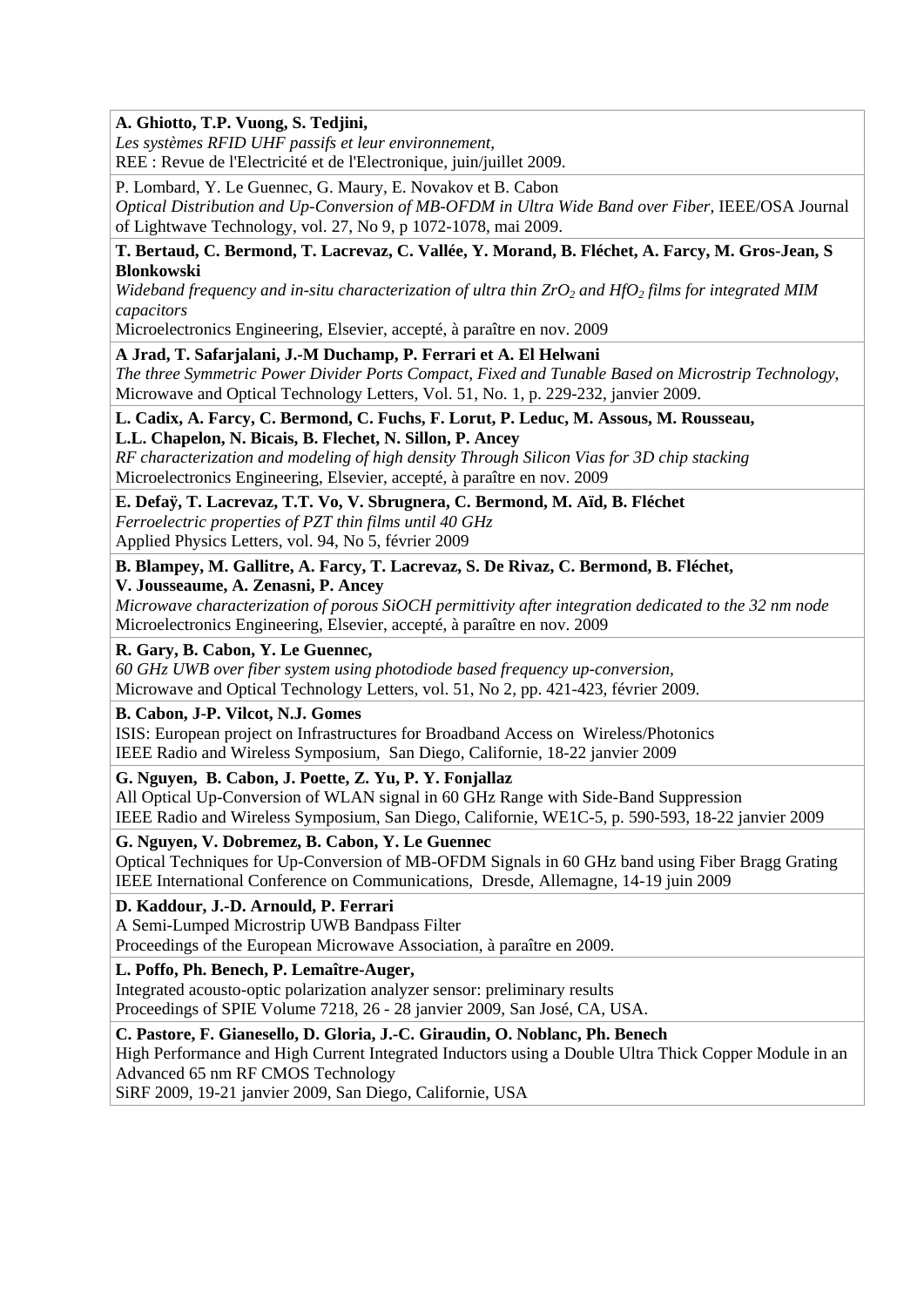**A. Ghiotto, T.P. Vuong, S. Tedjini,**
*Les systèmes RFID UHF passifs et leur environnement,*
REE : Revue de l'Electricité et de l'Electronique, juin/juillet 2009.

P. Lombard, Y. Le Guennec, G. Maury, E. Novakov et B. Cabon
*Optical Distribution and Up-Conversion of MB-OFDM in Ultra Wide Band over Fiber,* IEEE/OSA Journal of Lightwave Technology, vol. 27, No 9, p 1072-1078, mai 2009.

**T. Bertaud, C. Bermond, T. Lacrevaz, C. Vallée, Y. Morand, B. Fléchet, A. Farcy, M. Gros-Jean, S Blonkowski**
*Wideband frequency and in-situ characterization of ultra thin $ZrO_2$ and $HfO_2$ films for integrated MIM capacitors*
Microelectronics Engineering, Elsevier, accepté, à paraître en nov. 2009

**A Jrad, T. Safarjalani, J.-M Duchamp, P. Ferrari et A. El Helwani**
*The three Symmetric Power Divider Ports Compact, Fixed and Tunable Based on Microstrip Technology*, Microwave and Optical Technology Letters, Vol. 51, No. 1, p. 229-232, janvier 2009.

**L. Cadix, A. Farcy, C. Bermond, C. Fuchs, F. Lorut, P. Leduc, M. Assous, M. Rousseau, L.L. Chapelon, N. Bicais, B. Flechet, N. Sillon, P. Ancey**
*RF characterization and modeling of high density Through Silicon Vias for 3D chip stacking*
Microelectronics Engineering, Elsevier, accepté, à paraître en nov. 2009

**E. Defaÿ, T. Lacrevaz, T.T. Vo, V. Sbrugnera, C. Bermond, M. Aïd, B. Fléchet**
*Ferroelectric properties of PZT thin films until 40 GHz*
Applied Physics Letters, vol. 94, No 5, février 2009

**B. Blampey, M. Gallitre, A. Farcy, T. Lacrevaz, S. De Rivaz, C. Bermond, B. Fléchet, V. Jousseaume, A. Zenasni, P. Ancey**
*Microwave characterization of porous SiOCH permittivity after integration dedicated to the 32 nm node*
Microelectronics Engineering, Elsevier, accepté, à paraître en nov. 2009

**R. Gary, B. Cabon, Y. Le Guennec,**
*60 GHz UWB over fiber system using photodiode based frequency up-conversion,*
Microwave and Optical Technology Letters, vol. 51, No 2, pp. 421-423, février 2009.

**B. Cabon, J-P. Vilcot, N.J. Gomes**
ISIS: European project on Infrastructures for Broadband Access on Wireless/Photonics
IEEE Radio and Wireless Symposium, San Diego, Californie, 18-22 janvier 2009

**G. Nguyen, B. Cabon, J. Poette, Z. Yu, P. Y. Fonjallaz**
All Optical Up-Conversion of WLAN signal in 60 GHz Range with Side-Band Suppression
IEEE Radio and Wireless Symposium, San Diego, Californie, WE1C-5, p. 590-593, 18-22 janvier 2009

**G. Nguyen, V. Dobremez, B. Cabon, Y. Le Guennec**
Optical Techniques for Up-Conversion of MB-OFDM Signals in 60 GHz band using Fiber Bragg Grating
IEEE International Conference on Communications, Dresde, Allemagne, 14-19 juin 2009

**D. Kaddour, J.-D. Arnould, P. Ferrari**
A Semi-Lumped Microstrip UWB Bandpass Filter
Proceedings of the European Microwave Association, à paraître en 2009.

**L. Poffo, Ph. Benech, P. Lemaître-Auger,**
Integrated acousto-optic polarization analyzer sensor: preliminary results
Proceedings of SPIE Volume 7218, 26 - 28 janvier 2009, San José, CA, USA.

**C. Pastore, F. Gianesello, D. Gloria, J.-C. Giraudin, O. Noblanc, Ph. Benech**
High Performance and High Current Integrated Inductors using a Double Ultra Thick Copper Module in an Advanced 65 nm RF CMOS Technology
SiRF 2009, 19-21 janvier 2009, San Diego, Californie, USA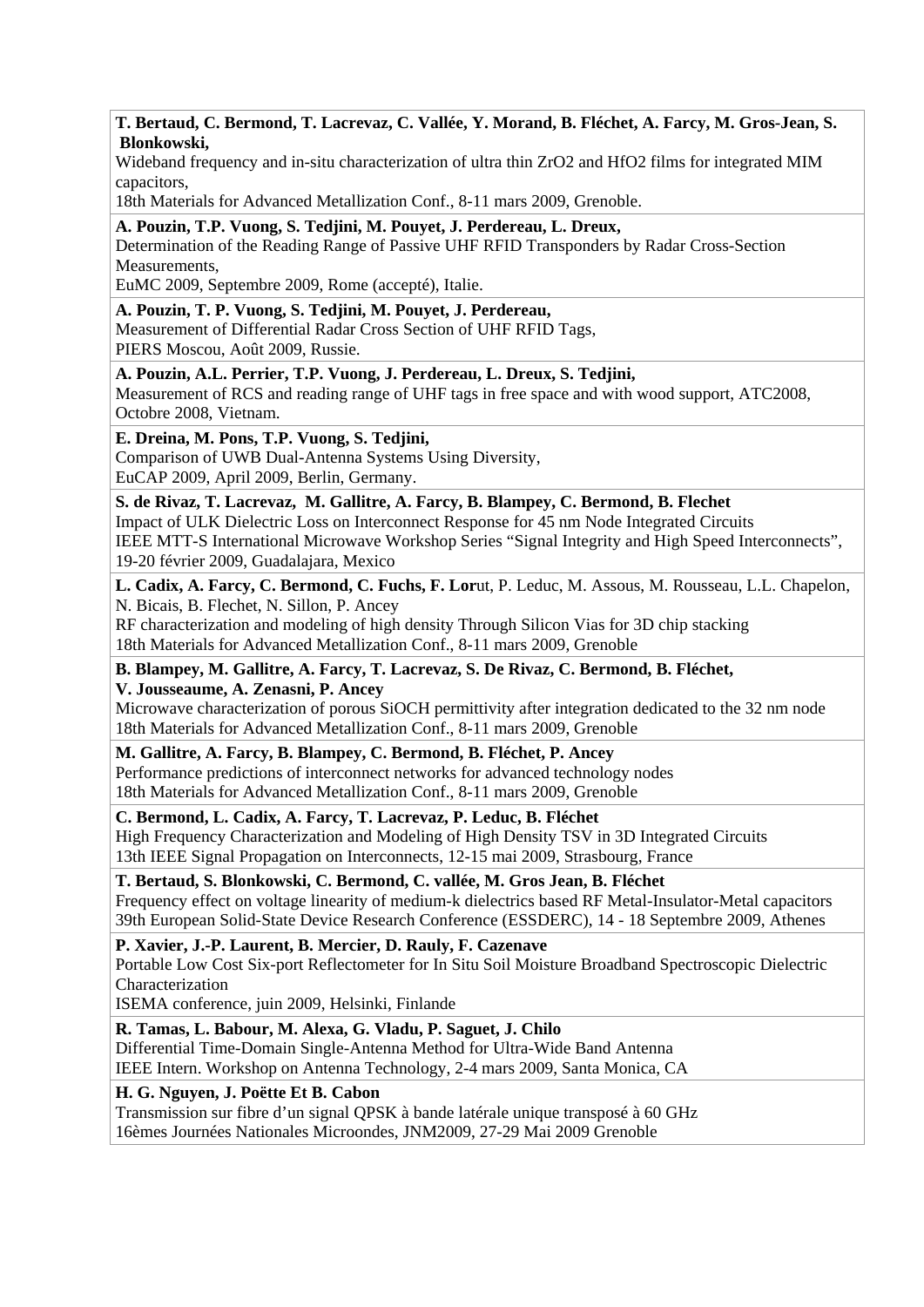**T. Bertaud, C. Bermond, T. Lacrevaz, C. Vallée, Y. Morand, B. Fléchet, A. Farcy, M. Gros-Jean, S. Blonkowski,**
Wideband frequency and in-situ characterization of ultra thin $ZrO_2$ and $HfO_2$ films for integrated MIM capacitors,
18th Materials for Advanced Metallization Conf., 8-11 mars 2009, Grenoble.

**A. Pouzin, T.P. Vuong, S. Tedjini, M. Pouyet, J. Perdereau, L. Dreux,**
Determination of the Reading Range of Passive UHF RFID Transponders by Radar Cross-Section Measurements,
EuMC 2009, Septembre 2009, Rome (accepté), Italie.

**A. Pouzin, T. P. Vuong, S. Tedjini, M. Pouyet, J. Perdereau,**
Measurement of Differential Radar Cross Section of UHF RFID Tags,
PIERS Moscou, Août 2009, Russie.

**A. Pouzin, A.L. Perrier, T.P. Vuong, J. Perdereau, L. Dreux, S. Tedjini,**
Measurement of RCS and reading range of UHF tags in free space and with wood support, ATC2008, Octobre 2008, Vietnam.

**E. Dreina, M. Pons, T.P. Vuong, S. Tedjini,**
Comparison of UWB Dual-Antenna Systems Using Diversity,
EuCAP 2009, April 2009, Berlin, Germany.

**S. de Rivaz, T. Lacrevaz, M. Gallitre, A. Farcy, B. Blampey, C. Bermond, B. Flechet**
Impact of ULK Dielectric Loss on Interconnect Response for 45 nm Node Integrated Circuits
IEEE MTT-S International Microwave Workshop Series "Signal Integrity and High Speed Interconnects", 19-20 février 2009, Guadalajara, Mexico

**L. Cadix, A. Farcy, C. Bermond, C. Fuchs, F. Lor**ut, P. Leduc, M. Assous, M. Rousseau, L.L. Chapelon, N. Bicais, B. Flechet, N. Sillon, P. Ancey
RF characterization and modeling of high density Through Silicon Vias for 3D chip stacking
18th Materials for Advanced Metallization Conf., 8-11 mars 2009, Grenoble

**B. Blampey, M. Gallitre, A. Farcy, T. Lacrevaz, S. De Rivaz, C. Bermond, B. Fléchet, V. Jousseaume, A. Zenasni, P. Ancey**
Microwave characterization of porous SiOCH permittivity after integration dedicated to the 32 nm node
18th Materials for Advanced Metallization Conf., 8-11 mars 2009, Grenoble

**M. Gallitre, A. Farcy, B. Blampey, C. Bermond, B. Fléchet, P. Ancey**
Performance predictions of interconnect networks for advanced technology nodes
18th Materials for Advanced Metallization Conf., 8-11 mars 2009, Grenoble

**C. Bermond, L. Cadix, A. Farcy, T. Lacrevaz, P. Leduc, B. Fléchet**
High Frequency Characterization and Modeling of High Density TSV in 3D Integrated Circuits
13th IEEE Signal Propagation on Interconnects, 12-15 mai 2009, Strasbourg, France

**T. Bertaud, S. Blonkowski, C. Bermond, C. vallée, M. Gros Jean, B. Fléchet**
Frequency effect on voltage linearity of medium-k dielectrics based RF Metal-Insulator-Metal capacitors
39th European Solid-State Device Research Conference (ESSDERC), 14 - 18 Septembre 2009, Athenes

**P. Xavier, J.-P. Laurent, B. Mercier, D. Rauly, F. Cazenave**
Portable Low Cost Six-port Reflectometer for In Situ Soil Moisture Broadband Spectroscopic Dielectric Characterization
ISEMA conference, juin 2009, Helsinki, Finlande

**R. Tamas, L. Babour, M. Alexa, G. Vladu, P. Saguet, J. Chilo**
Differential Time-Domain Single-Antenna Method for Ultra-Wide Band Antenna
IEEE Intern. Workshop on Antenna Technology, 2-4 mars 2009, Santa Monica, CA

**H. G. Nguyen, J. Poëtte Et B. Cabon**
Transmission sur fibre d'un signal QPSK à bande latérale unique transposé à 60 GHz
16èmes Journées Nationales Microondes, JNM2009, 27-29 Mai 2009 Grenoble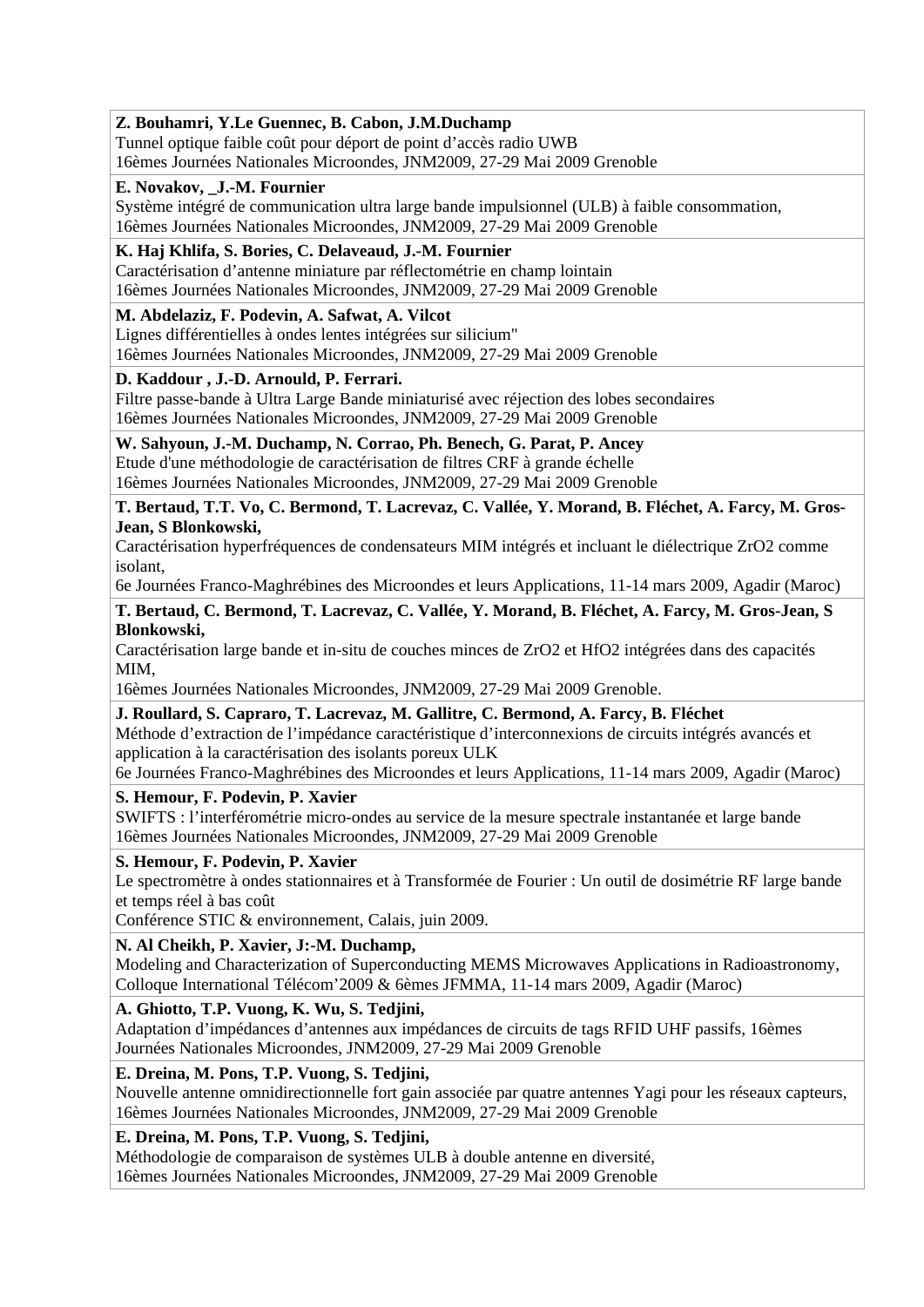**Z. Bouhamri, Y.Le Guennec, B. Cabon, J.M.Duchamp**
Tunnel optique faible coût pour déport de point d'accès radio UWB
16èmes Journées Nationales Microondes, JNM2009, 27-29 Mai 2009 Grenoble

**E. Novakov, _J.-M. Fournier**
Système intégré de communication ultra large bande impulsionnel (ULB) à faible consommation,
16èmes Journées Nationales Microondes, JNM2009, 27-29 Mai 2009 Grenoble

**K. Haj Khlifa, S. Bories, C. Delaveaud, J.-M. Fournier**
Caractérisation d'antenne miniature par réflectométrie en champ lointain
16èmes Journées Nationales Microondes, JNM2009, 27-29 Mai 2009 Grenoble

**M. Abdelaziz, F. Podevin, A. Safwat, A. Vilcot**
Lignes différentielles à ondes lentes intégrées sur silicium"
16èmes Journées Nationales Microondes, JNM2009, 27-29 Mai 2009 Grenoble

**D. Kaddour , J.-D. Arnould, P. Ferrari.**
Filtre passe-bande à Ultra Large Bande miniaturisé avec réjection des lobes secondaires
16èmes Journées Nationales Microondes, JNM2009, 27-29 Mai 2009 Grenoble

**W. Sahyoun, J.-M. Duchamp, N. Corrao, Ph. Benech, G. Parat, P. Ancey**
Etude d'une méthodologie de caractérisation de filtres CRF à grande échelle
16èmes Journées Nationales Microondes, JNM2009, 27-29 Mai 2009 Grenoble

**T. Bertaud, T.T. Vo, C. Bermond, T. Lacrevaz, C. Vallée, Y. Morand, B. Fléchet, A. Farcy, M. Gros-Jean, S Blonkowski,**
Caractérisation hyperfréquences de condensateurs MIM intégrés et incluant le diélectrique ZrO2 comme isolant,
6e Journées Franco-Maghrébines des Microondes et leurs Applications, 11-14 mars 2009, Agadir (Maroc)

**T. Bertaud, C. Bermond, T. Lacrevaz, C. Vallée, Y. Morand, B. Fléchet, A. Farcy, M. Gros-Jean, S Blonkowski,**
Caractérisation large bande et in-situ de couches minces de ZrO2 et HfO2 intégrées dans des capacités MIM,
16èmes Journées Nationales Microondes, JNM2009, 27-29 Mai 2009 Grenoble.

**J. Roullard, S. Capraro, T. Lacrevaz, M. Gallitre, C. Bermond, A. Farcy, B. Fléchet**
Méthode d'extraction de l'impédance caractéristique d'interconnexions de circuits intégrés avancés et application à la caractérisation des isolants poreux ULK
6e Journées Franco-Maghrébines des Microondes et leurs Applications, 11-14 mars 2009, Agadir (Maroc)

**S. Hemour, F. Podevin, P. Xavier**
SWIFTS : l'interférométrie micro-ondes au service de la mesure spectrale instantanée et large bande
16èmes Journées Nationales Microondes, JNM2009, 27-29 Mai 2009 Grenoble

**S. Hemour, F. Podevin, P. Xavier**
Le spectromètre à ondes stationnaires et à Transformée de Fourier : Un outil de dosimétrie RF large bande et temps réel à bas coût
Conférence STIC & environnement, Calais, juin 2009.

**N. Al Cheikh, P. Xavier, J:-M. Duchamp,**
Modeling and Characterization of Superconducting MEMS Microwaves Applications in Radioastronomy, Colloque International Télécom'2009 & 6èmes JFMMA, 11-14 mars 2009, Agadir (Maroc)

**A. Ghiotto, T.P. Vuong, K. Wu, S. Tedjini,**
Adaptation d'impédances d'antennes aux impédances de circuits de tags RFID UHF passifs, 16èmes Journées Nationales Microondes, JNM2009, 27-29 Mai 2009 Grenoble

**E. Dreina, M. Pons, T.P. Vuong, S. Tedjini,**
Nouvelle antenne omnidirectionnelle fort gain associée par quatre antennes Yagi pour les réseaux capteurs,
16èmes Journées Nationales Microondes, JNM2009, 27-29 Mai 2009 Grenoble

**E. Dreina, M. Pons, T.P. Vuong, S. Tedjini,**
Méthodologie de comparaison de systèmes ULB à double antenne en diversité,
16èmes Journées Nationales Microondes, JNM2009, 27-29 Mai 2009 Grenoble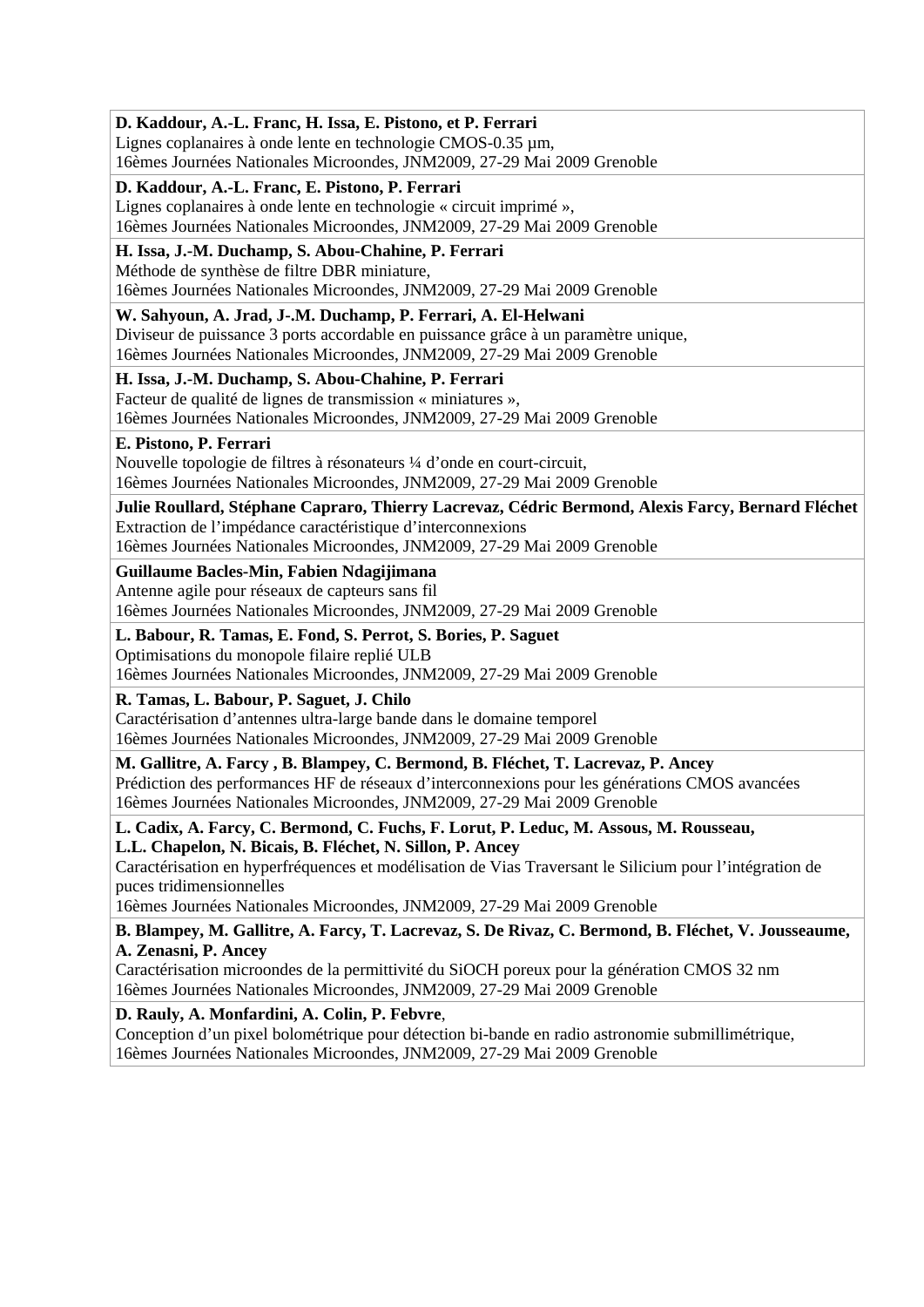| |
|---|
| **D. Kaddour, A.-L. Franc, H. Issa, E. Pistono, et P. Ferrari**<br>Lignes coplanaires à onde lente en technologie CMOS-0.35 µm,<br>16èmes Journées Nationales Microondes, JNM2009, 27-29 Mai 2009 Grenoble |
| **D. Kaddour, A.-L. Franc, E. Pistono, P. Ferrari**<br>Lignes coplanaires à onde lente en technologie « circuit imprimé »,<br>16èmes Journées Nationales Microondes, JNM2009, 27-29 Mai 2009 Grenoble |
| **H. Issa, J.-M. Duchamp, S. Abou-Chahine, P. Ferrari**<br>Méthode de synthèse de filtre DBR miniature,<br>16èmes Journées Nationales Microondes, JNM2009, 27-29 Mai 2009 Grenoble |
| **W. Sahyoun, A. Jrad, J-.M. Duchamp, P. Ferrari, A. El-Helwani**<br>Diviseur de puissance 3 ports accordable en puissance grâce à un paramètre unique,<br>16èmes Journées Nationales Microondes, JNM2009, 27-29 Mai 2009 Grenoble |
| **H. Issa, J.-M. Duchamp, S. Abou-Chahine, P. Ferrari**<br>Facteur de qualité de lignes de transmission « miniatures »,<br>16èmes Journées Nationales Microondes, JNM2009, 27-29 Mai 2009 Grenoble |
| **E. Pistono, P. Ferrari**<br>Nouvelle topologie de filtres à résonateurs ¼ d'onde en court-circuit,<br>16èmes Journées Nationales Microondes, JNM2009, 27-29 Mai 2009 Grenoble |
| **Julie Roullard, Stéphane Capraro, Thierry Lacrevaz, Cédric Bermond, Alexis Farcy, Bernard Fléchet**<br>Extraction de l'impédance caractéristique d'interconnexions<br>16èmes Journées Nationales Microondes, JNM2009, 27-29 Mai 2009 Grenoble |
| **Guillaume Bacles-Min, Fabien Ndagijimana**<br>Antenne agile pour réseaux de capteurs sans fil<br>16èmes Journées Nationales Microondes, JNM2009, 27-29 Mai 2009 Grenoble |
| **L. Babour, R. Tamas, E. Fond, S. Perrot, S. Bories, P. Saguet**<br>Optimisations du monopole filaire replié ULB<br>16èmes Journées Nationales Microondes, JNM2009, 27-29 Mai 2009 Grenoble |
| **R. Tamas, L. Babour, P. Saguet, J. Chilo**<br>Caractérisation d'antennes ultra-large bande dans le domaine temporel<br>16èmes Journées Nationales Microondes, JNM2009, 27-29 Mai 2009 Grenoble |
| **M. Gallitre, A. Farcy , B. Blampey, C. Bermond, B. Fléchet, T. Lacrevaz, P. Ancey**<br>Prédiction des performances HF de réseaux d'interconnexions pour les générations CMOS avancées<br>16èmes Journées Nationales Microondes, JNM2009, 27-29 Mai 2009 Grenoble |
| **L. Cadix, A. Farcy, C. Bermond, C. Fuchs, F. Lorut, P. Leduc, M. Assous, M. Rousseau, L.L. Chapelon, N. Bicais, B. Fléchet, N. Sillon, P. Ancey**<br>Caractérisation en hyperfréquences et modélisation de Vias Traversant le Silicium pour l'intégration de puces tridimensionnelles<br>16èmes Journées Nationales Microondes, JNM2009, 27-29 Mai 2009 Grenoble |
| **B. Blampey, M. Gallitre, A. Farcy, T. Lacrevaz, S. De Rivaz, C. Bermond, B. Fléchet, V. Jousseaume, A. Zenasni, P. Ancey**<br>Caractérisation microondes de la permittivité du SiOCH poreux pour la génération CMOS 32 nm<br>16èmes Journées Nationales Microondes, JNM2009, 27-29 Mai 2009 Grenoble |
| **D. Rauly, A. Monfardini, A. Colin, P. Febvre**,<br>Conception d'un pixel bolométrique pour détection bi-bande en radio astronomie submillimétrique,<br>16èmes Journées Nationales Microondes, JNM2009, 27-29 Mai 2009 Grenoble |